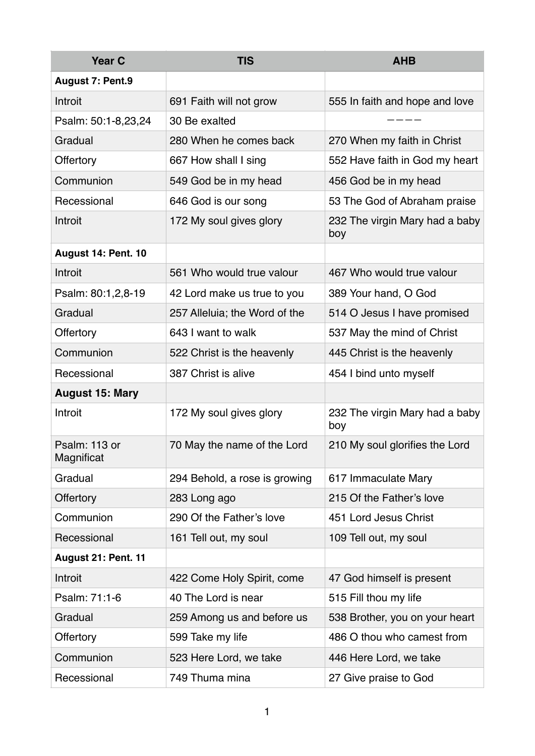| Year C | TIS | AHB |
| --- | --- | --- |
| **August 7: Pent.9** | | |
| Introit | 691 Faith will not grow | 555 In faith and hope and love |
| Psalm: 50:1-8,23,24 | 30 Be exalted | ———— |
| Gradual | 280 When he comes back | 270 When my faith in Christ |
| Offertory | 667 How shall I sing | 552 Have faith in God my heart |
| Communion | 549 God be in my head | 456 God be in my head |
| Recessional | 646 God is our song | 53 The God of Abraham praise |
| Introit | 172 My soul gives glory | 232 The virgin Mary had a baby boy |
| **August 14: Pent. 10** | | |
| Introit | 561 Who would true valour | 467 Who would true valour |
| Psalm: 80:1,2,8-19 | 42 Lord make us true to you | 389 Your hand, O God |
| Gradual | 257 Alleluia; the Word of the | 514 O Jesus I have promised |
| Offertory | 643 I want to walk | 537 May the mind of Christ |
| Communion | 522 Christ is the heavenly | 445 Christ is the heavenly |
| Recessional | 387 Christ is alive | 454 I bind unto myself |
| **August 15: Mary** | | |
| Introit | 172 My soul gives glory | 232 The virgin Mary had a baby boy |
| Psalm: 113 or Magnificat | 70 May the name of the Lord | 210 My soul glorifies the Lord |
| Gradual | 294 Behold, a rose is growing | 617 Immaculate Mary |
| Offertory | 283 Long ago | 215 Of the Father's love |
| Communion | 290 Of the Father's love | 451 Lord Jesus Christ |
| Recessional | 161 Tell out, my soul | 109 Tell out, my soul |
| **August 21: Pent. 11** | | |
| Introit | 422 Come Holy Spirit, come | 47 God himself is present |
| Psalm: 71:1-6 | 40 The Lord is near | 515 Fill thou my life |
| Gradual | 259 Among us and before us | 538 Brother, you on your heart |
| Offertory | 599 Take my life | 486 O thou who camest from |
| Communion | 523 Here Lord, we take | 446 Here Lord, we take |
| Recessional | 749 Thuma mina | 27 Give praise to God |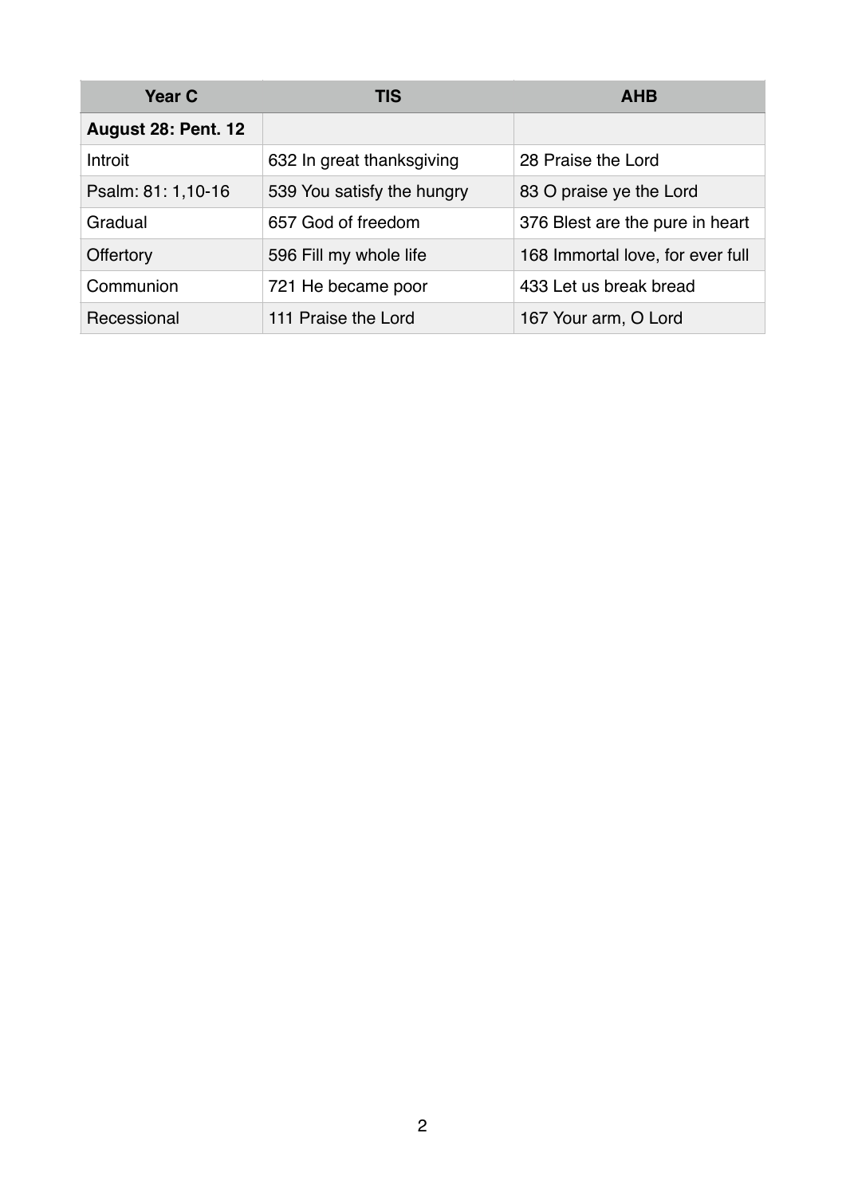| Year C | TIS | AHB |
| --- | --- | --- |
| **August 28: Pent. 12** | | |
| Introit | 632 In great thanksgiving | 28 Praise the Lord |
| Psalm: 81: 1,10-16 | 539 You satisfy the hungry | 83 O praise ye the Lord |
| Gradual | 657 God of freedom | 376 Blest are the pure in heart |
| Offertory | 596 Fill my whole life | 168 Immortal love, for ever full |
| Communion | 721 He became poor | 433 Let us break bread |
| Recessional | 111 Praise the Lord | 167 Your arm, O Lord |